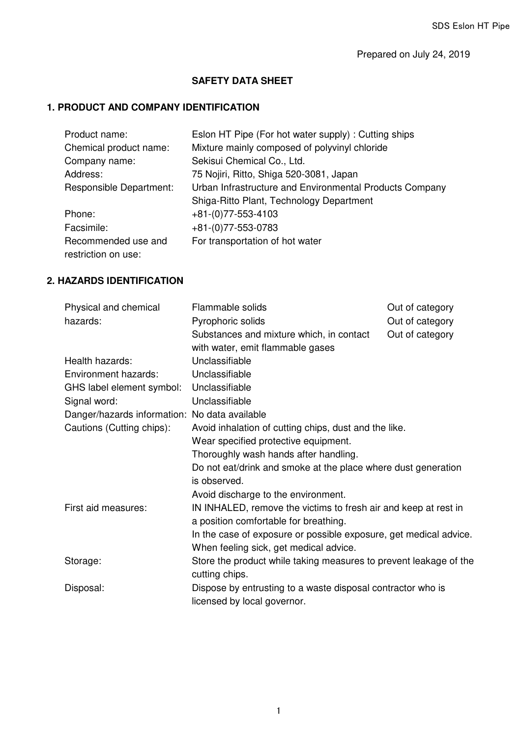Prepared on July 24, 2019

# SAFETY DATA SHEET

## 1. PRODUCT AND COMPANY IDENTIFICATION

| | |
|---|---|
| Product name: | Eslon HT Pipe (For hot water supply) : Cutting ships |
| Chemical product name: | Mixture mainly composed of polyvinyl chloride |
| Company name: | Sekisui Chemical Co., Ltd. |
| Address: | 75 Nojiri, Ritto, Shiga 520-3081, Japan |
| Responsible Department: | Urban Infrastructure and Environmental Products Company<br>Shiga-Ritto Plant, Technology Department |
| Phone: | +81-(0)77-553-4103 |
| Facsimile: | +81-(0)77-553-0783 |
| Recommended use and restriction on use: | For transportation of hot water |

## 2. HAZARDS IDENTIFICATION

| | | |
|---|---|---|
| Physical and chemical hazards: | Flammable solids | Out of category |
| | Pyrophoric solids | Out of category |
| | Substances and mixture which, in contact with water, emit flammable gases | Out of category |
| Health hazards: | Unclassifiable | |
| Environment hazards: | Unclassifiable | |
| GHS label element symbol: | Unclassifiable | |
| Signal word: | Unclassifiable | |
| Danger/hazards information: | No data available | |
| Cautions (Cutting chips): | Avoid inhalation of cutting chips, dust and the like.<br>Wear specified protective equipment.<br>Thoroughly wash hands after handling.<br>Do not eat/drink and smoke at the place where dust generation is observed.<br>Avoid discharge to the environment. | |
| First aid measures: | IN INHALED, remove the victims to fresh air and keep at rest in a position comfortable for breathing.<br>In the case of exposure or possible exposure, get medical advice.<br>When feeling sick, get medical advice. | |
| Storage: | Store the product while taking measures to prevent leakage of the cutting chips. | |
| Disposal: | Dispose by entrusting to a waste disposal contractor who is licensed by local governor. | |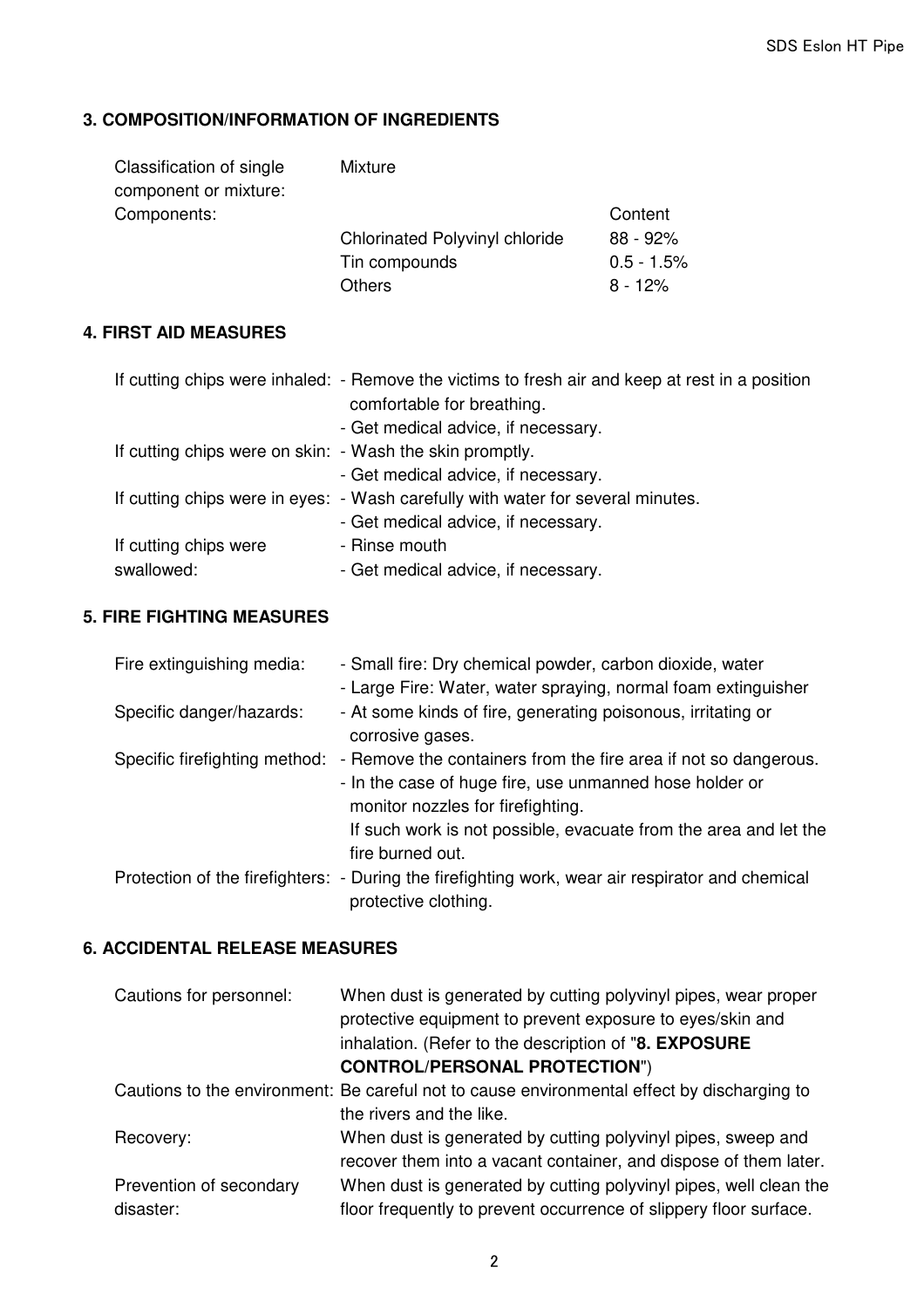## 3. COMPOSITION/INFORMATION OF INGREDIENTS

| | | |
|---|---|---|
| Classification of single component or mixture: | Mixture | |
| Components: | | Content |
| | Chlorinated Polyvinyl chloride | 88 - 92% |
| | Tin compounds | 0.5 - 1.5% |
| | Others | 8 - 12% |

## 4. FIRST AID MEASURES

| | |
|---|---|
| If cutting chips were inhaled: | - Remove the victims to fresh air and keep at rest in a position comfortable for breathing.<br>- Get medical advice, if necessary. |
| If cutting chips were on skin: | - Wash the skin promptly.<br>- Get medical advice, if necessary. |
| If cutting chips were in eyes: | - Wash carefully with water for several minutes.<br>- Get medical advice, if necessary. |
| If cutting chips were swallowed: | - Rinse mouth<br>- Get medical advice, if necessary. |

## 5. FIRE FIGHTING MEASURES

| | |
|---|---|
| Fire extinguishing media: | - Small fire: Dry chemical powder, carbon dioxide, water<br>- Large Fire: Water, water spraying, normal foam extinguisher |
| Specific danger/hazards: | - At some kinds of fire, generating poisonous, irritating or corrosive gases. |
| Specific firefighting method: | - Remove the containers from the fire area if not so dangerous.<br>- In the case of huge fire, use unmanned hose holder or monitor nozzles for firefighting.<br>If such work is not possible, evacuate from the area and let the fire burned out. |
| Protection of the firefighters: | - During the firefighting work, wear air respirator and chemical protective clothing. |

## 6. ACCIDENTAL RELEASE MEASURES

| | |
|---|---|
| Cautions for personnel: | When dust is generated by cutting polyvinyl pipes, wear proper protective equipment to prevent exposure to eyes/skin and inhalation. (Refer to the description of "**8. EXPOSURE CONTROL/PERSONAL PROTECTION**") |
| Cautions to the environment: | Be careful not to cause environmental effect by discharging to the rivers and the like. |
| Recovery: | When dust is generated by cutting polyvinyl pipes, sweep and recover them into a vacant container, and dispose of them later. |
| Prevention of secondary disaster: | When dust is generated by cutting polyvinyl pipes, well clean the floor frequently to prevent occurrence of slippery floor surface. |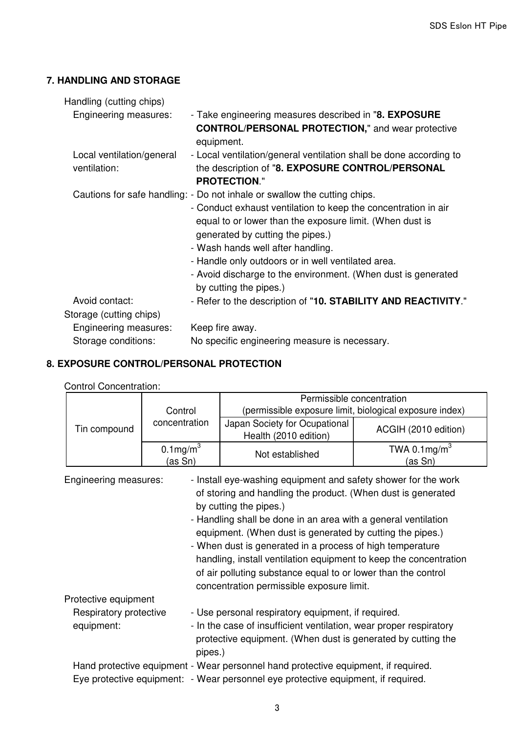## 7. HANDLING AND STORAGE

Handling (cutting chips)

Engineering measures:
- Take engineering measures described in "**8. EXPOSURE CONTROL/PERSONAL PROTECTION,**" and wear protective equipment.

Local ventilation/general ventilation:
- Local ventilation/general ventilation shall be done according to the description of "**8. EXPOSURE CONTROL/PERSONAL PROTECTION**."

Cautions for safe handling:
- Do not inhale or swallow the cutting chips.
- Conduct exhaust ventilation to keep the concentration in air equal to or lower than the exposure limit. (When dust is generated by cutting the pipes.)
- Wash hands well after handling.
- Handle only outdoors or in well ventilated area.
- Avoid discharge to the environment. (When dust is generated by cutting the pipes.)

Avoid contact:
- Refer to the description of "**10. STABILITY AND REACTIVITY**."

Storage (cutting chips)

Engineering measures: Keep fire away.

Storage conditions: No specific engineering measure is necessary.

## 8. EXPOSURE CONTROL/PERSONAL PROTECTION

Control Concentration:

| Tin compound | Control concentration | Permissible concentration (permissible exposure limit, biological exposure index) | |
|---|---|---|---|
| | | Japan Society for Ocupational Health (2010 edition) | ACGIH (2010 edition) |
| | $0.1 mg/m^3$ (as Sn) | Not established | TWA $0.1 mg/m^3$ (as Sn) |

Engineering measures:
- Install eye-washing equipment and safety shower for the work of storing and handling the product. (When dust is generated by cutting the pipes.)
- Handling shall be done in an area with a general ventilation equipment. (When dust is generated by cutting the pipes.)
- When dust is generated in a process of high temperature handling, install ventilation equipment to keep the concentration of air polluting substance equal to or lower than the control concentration permissible exposure limit.

Protective equipment

Respiratory protective equipment:
- Use personal respiratory equipment, if required.
- In the case of insufficient ventilation, wear proper respiratory protective equipment. (When dust is generated by cutting the pipes.)

Hand protective equipment - Wear personnel hand protective equipment, if required.

Eye protective equipment: - Wear personnel eye protective equipment, if required.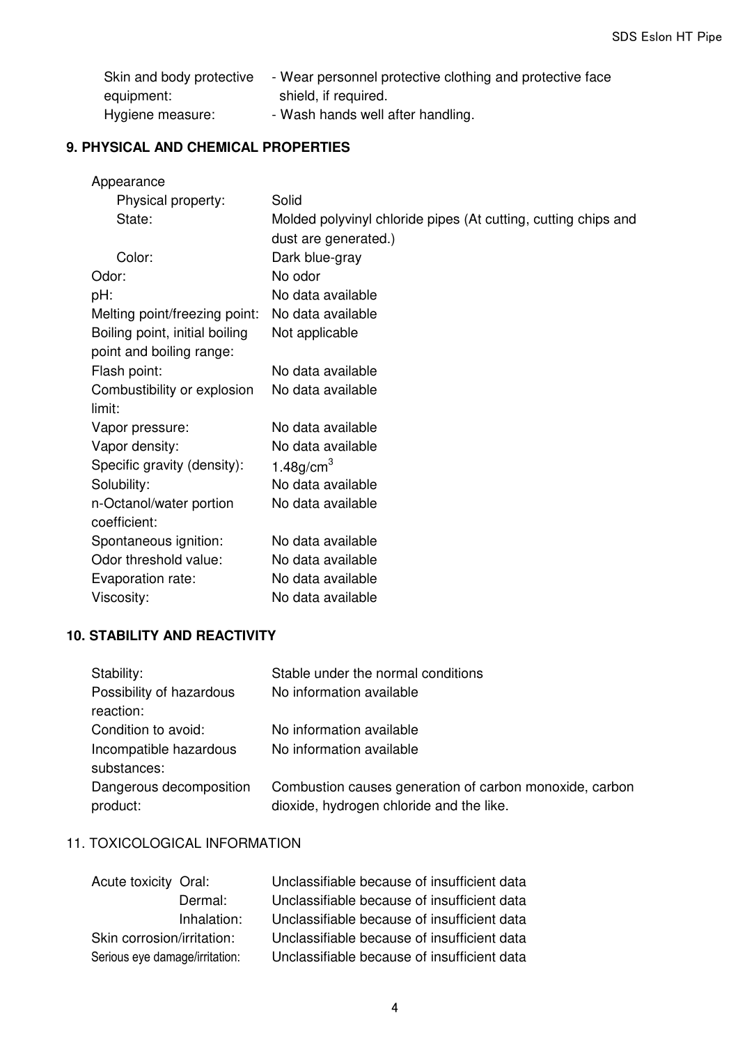| | |
|---|---|
| Skin and body protective equipment: | - Wear personnel protective clothing and protective face shield, if required. |
| Hygiene measure: | - Wash hands well after handling. |

## 9. PHYSICAL AND CHEMICAL PROPERTIES

| | |
|---|---|
| Appearance | |
| Physical property: | Solid |
| State: | Molded polyvinyl chloride pipes (At cutting, cutting chips and dust are generated.) |
| Color: | Dark blue-gray |
| Odor: | No odor |
| pH: | No data available |
| Melting point/freezing point: | No data available |
| Boiling point, initial boiling point and boiling range: | Not applicable |
| Flash point: | No data available |
| Combustibility or explosion limit: | No data available |
| Vapor pressure: | No data available |
| Vapor density: | No data available |
| Specific gravity (density): | 1.48g/$cm^3$ |
| Solubility: | No data available |
| n-Octanol/water portion coefficient: | No data available |
| Spontaneous ignition: | No data available |
| Odor threshold value: | No data available |
| Evaporation rate: | No data available |
| Viscosity: | No data available |

## 10. STABILITY AND REACTIVITY

| | |
|---|---|
| Stability: | Stable under the normal conditions |
| Possibility of hazardous reaction: | No information available |
| Condition to avoid: | No information available |
| Incompatible hazardous substances: | No information available |
| Dangerous decomposition product: | Combustion causes generation of carbon monoxide, carbon dioxide, hydrogen chloride and the like. |

## 11. TOXICOLOGICAL INFORMATION

| | | |
|---|---|---|
| Acute toxicity | Oral: | Unclassifiable because of insufficient data |
| | Dermal: | Unclassifiable because of insufficient data |
| | Inhalation: | Unclassifiable because of insufficient data |
| Skin corrosion/irritation: | | Unclassifiable because of insufficient data |
| Serious eye damage/irritation: | | Unclassifiable because of insufficient data |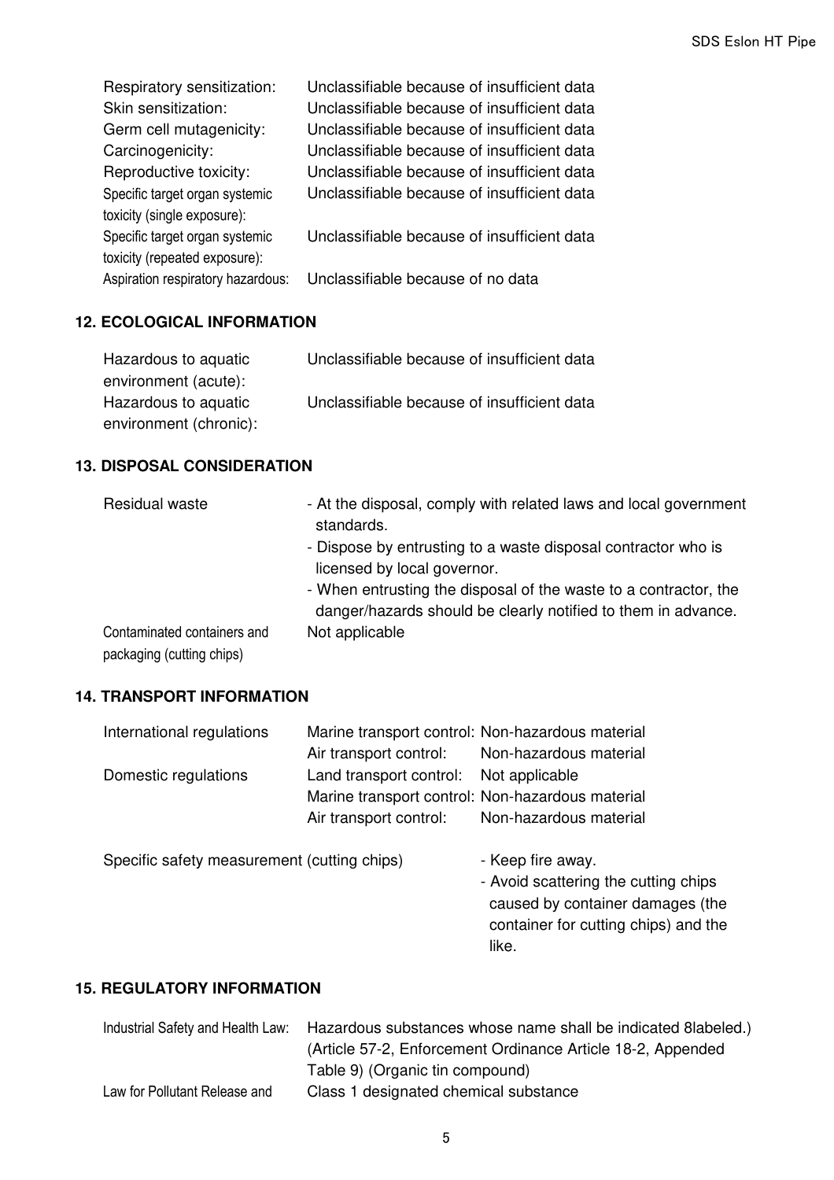| | |
|---|---|
| Respiratory sensitization: | Unclassifiable because of insufficient data |
| Skin sensitization: | Unclassifiable because of insufficient data |
| Germ cell mutagenicity: | Unclassifiable because of insufficient data |
| Carcinogenicity: | Unclassifiable because of insufficient data |
| Reproductive toxicity: | Unclassifiable because of insufficient data |
| Specific target organ systemic toxicity (single exposure): | Unclassifiable because of insufficient data |
| Specific target organ systemic toxicity (repeated exposure): | Unclassifiable because of insufficient data |
| Aspiration respiratory hazardous: | Unclassifiable because of no data |

### 12. ECOLOGICAL INFORMATION

| | |
|---|---|
| Hazardous to aquatic environment (acute): | Unclassifiable because of insufficient data |
| Hazardous to aquatic environment (chronic): | Unclassifiable because of insufficient data |

### 13. DISPOSAL CONSIDERATION

Residual waste

- At the disposal, comply with related laws and local government standards.
- Dispose by entrusting to a waste disposal contractor who is licensed by local governor.
- When entrusting the disposal of the waste to a contractor, the danger/hazards should be clearly notified to them in advance.

Contaminated containers and packaging (cutting chips): Not applicable

### 14. TRANSPORT INFORMATION

| | | |
|---|---|---|
| International regulations | Marine transport control: | Non-hazardous material |
| | Air transport control: | Non-hazardous material |
| Domestic regulations | Land transport control: | Not applicable |
| | Marine transport control: | Non-hazardous material |
| | Air transport control: | Non-hazardous material |

Specific safety measurement (cutting chips)

- Keep fire away.
- Avoid scattering the cutting chips caused by container damages (the container for cutting chips) and the like.

### 15. REGULATORY INFORMATION

| | |
|---|---|
| Industrial Safety and Health Law: | Hazardous substances whose name shall be indicated 8labeled.) (Article 57-2, Enforcement Ordinance Article 18-2, Appended Table 9) (Organic tin compound) |
| Law for Pollutant Release and | Class 1 designated chemical substance |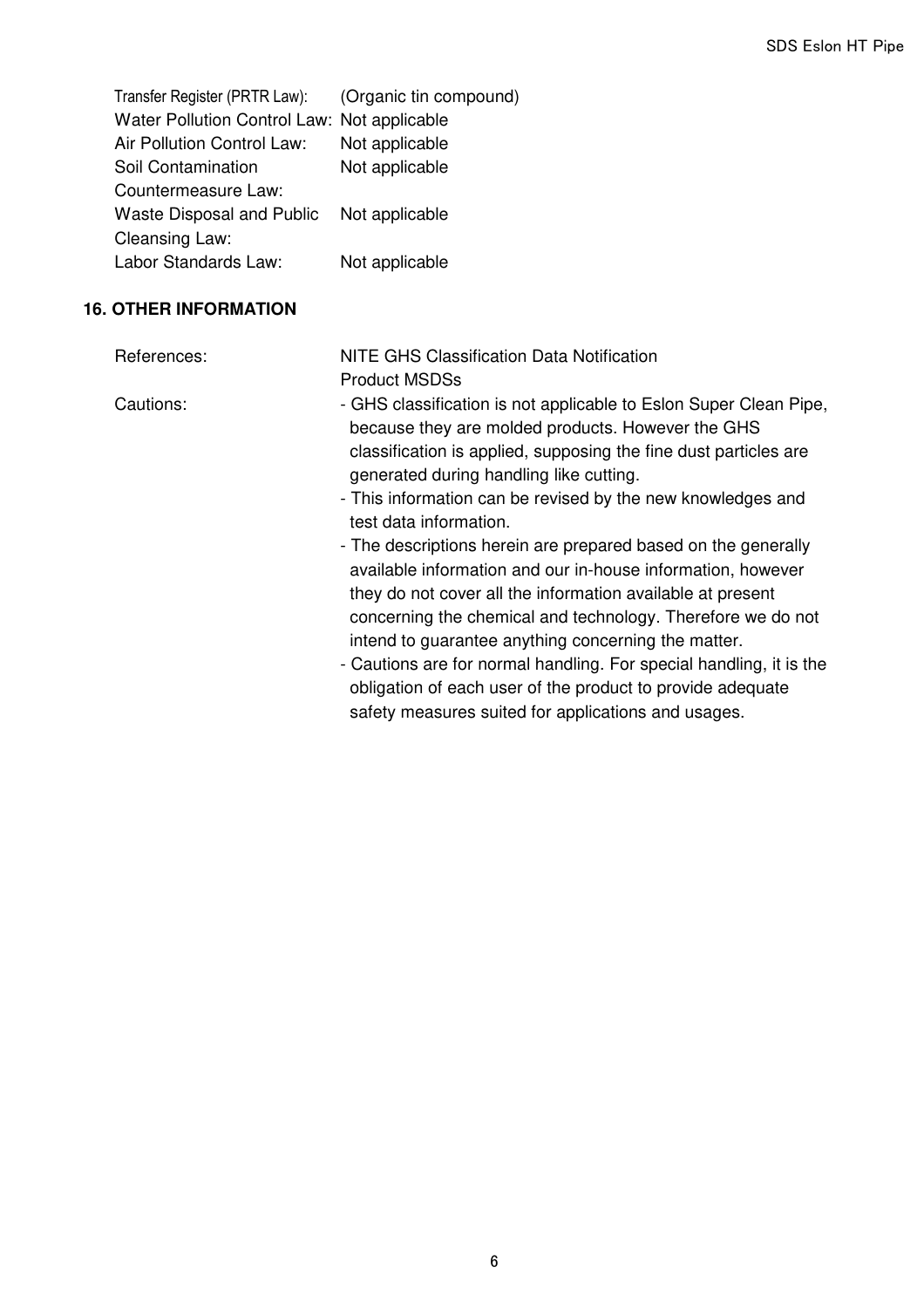| | |
|---|---|
| Transfer Register (PRTR Law): | (Organic tin compound) |
| Water Pollution Control Law: | Not applicable |
| Air Pollution Control Law: | Not applicable |
| Soil Contamination Countermeasure Law: | Not applicable |
| Waste Disposal and Public Cleansing Law: | Not applicable |
| Labor Standards Law: | Not applicable |

## 16. OTHER INFORMATION

| | |
|---|---|
| References: | NITE GHS Classification Data Notification<br>Product MSDSs |
| Cautions: | - GHS classification is not applicable to Eslon Super Clean Pipe, because they are molded products. However the GHS classification is applied, supposing the fine dust particles are generated during handling like cutting.<br>- This information can be revised by the new knowledges and test data information.<br>- The descriptions herein are prepared based on the generally available information and our in-house information, however they do not cover all the information available at present concerning the chemical and technology. Therefore we do not intend to guarantee anything concerning the matter.<br>- Cautions are for normal handling. For special handling, it is the obligation of each user of the product to provide adequate safety measures suited for applications and usages. |